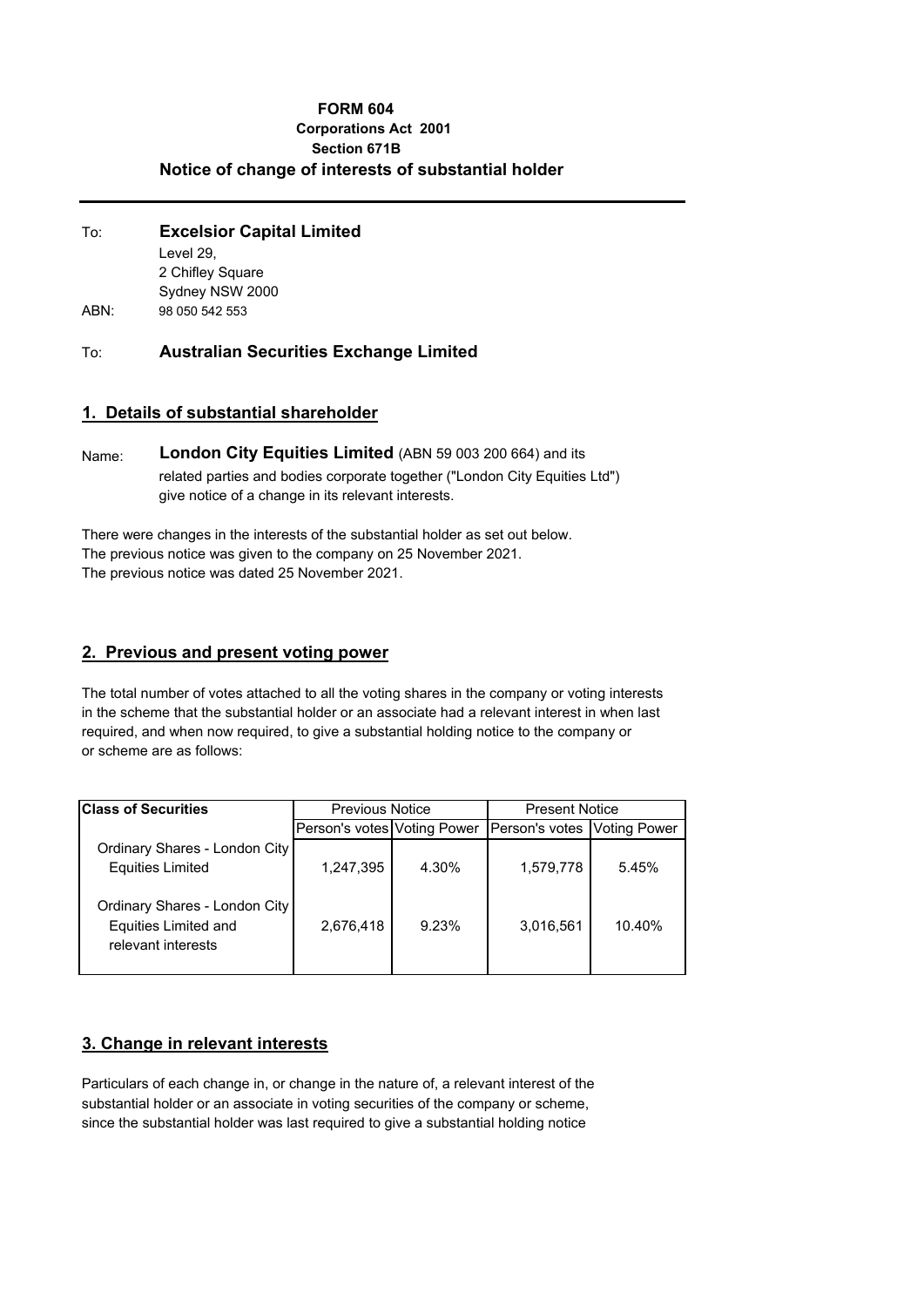# FORM 604

**Corporations Act 2001**

**Section 671B**

## Notice of change of interests of substantial holder

---

To: **Excelsior Capital Limited**
Level 29,
2 Chifley Square
Sydney NSW 2000
ABN: 98 050 542 553

To: **Australian Securities Exchange Limited**

## 1. Details of substantial shareholder

Name: **London City Equities Limited** (ABN 59 003 200 664) and its related parties and bodies corporate together ("London City Equities Ltd") give notice of a change in its relevant interests.

There were changes in the interests of the substantial holder as set out below.
The previous notice was given to the company on 25 November 2021.
The previous notice was dated 25 November 2021.

## 2. Previous and present voting power

The total number of votes attached to all the voting shares in the company or voting interests in the scheme that the substantial holder or an associate had a relevant interest in when last required, and when now required, to give a substantial holding notice to the company or or scheme are as follows:

| **Class of Securities** | Previous Notice | | Present Notice | |
|---|---|---|---|---|
| | Person's votes | Voting Power | Person's votes | Voting Power |
| Ordinary Shares - London City Equities Limited | 1,247,395 | 4.30% | 1,579,778 | 5.45% |
| Ordinary Shares - London City Equities Limited and relevant interests | 2,676,418 | 9.23% | 3,016,561 | 10.40% |

## 3. Change in relevant interests

Particulars of each change in, or change in the nature of, a relevant interest of the substantial holder or an associate in voting securities of the company or scheme, since the substantial holder was last required to give a substantial holding notice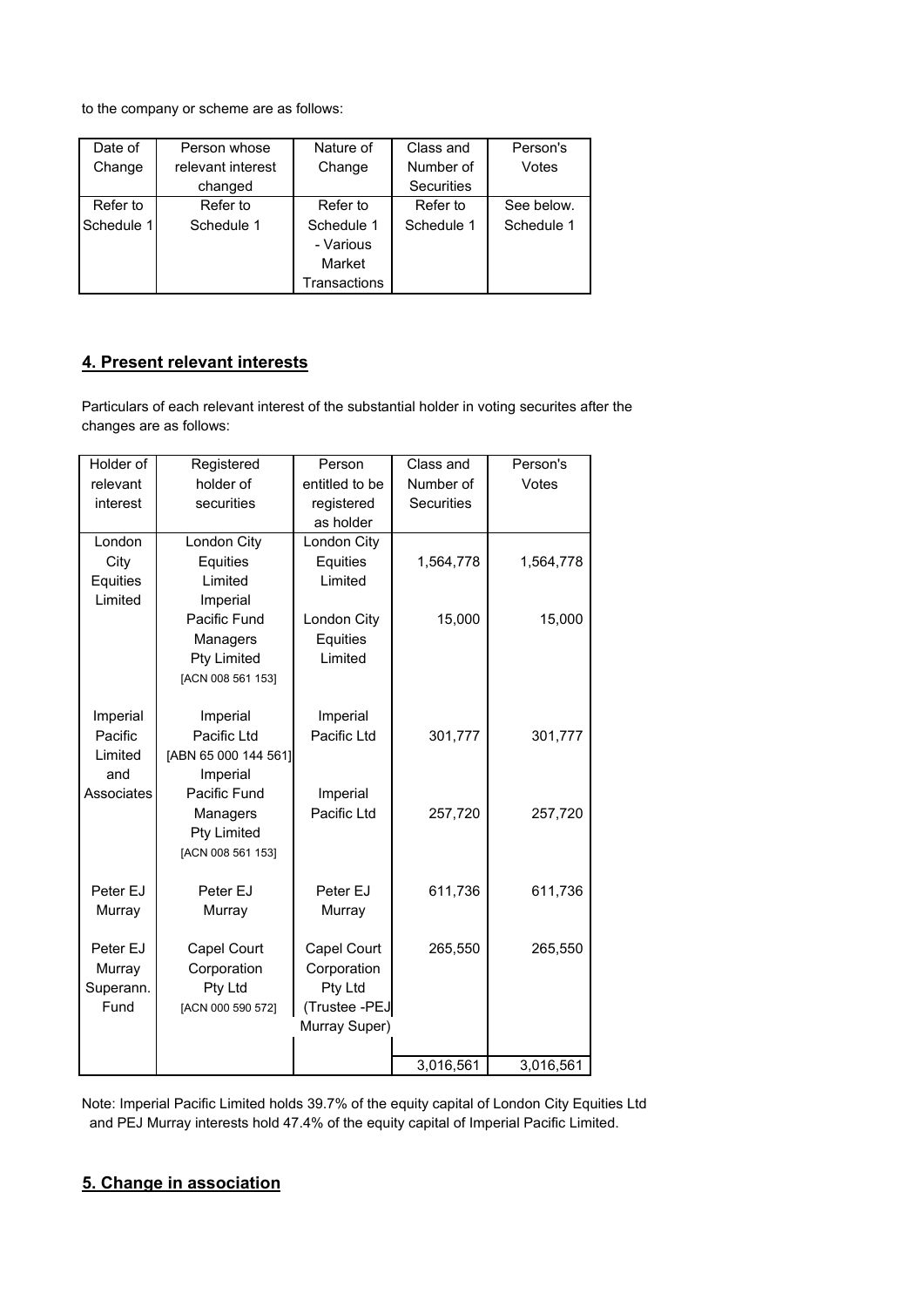to the company or scheme are as follows:

| Date of Change | Person whose relevant interest changed | Nature of Change | Class and Number of Securities | Person's Votes |
|---|---|---|---|---|
| Refer to Schedule 1 | Refer to Schedule 1 | Refer to Schedule 1 - Various Market Transactions | Refer to Schedule 1 | See below. Schedule 1 |

## 4. Present relevant interests

Particulars of each relevant interest of the substantial holder in voting securites after the changes are as follows:

| Holder of relevant interest | Registered holder of securities | Person entitled to be registered as holder | Class and Number of Securities | Person's Votes |
|---|---|---|---|---|
| London City Equities Limited | London City Equities Limited | London City Equities Limited | 1,564,778 | 1,564,778 |
| | Imperial Pacific Fund Managers Pty Limited [ACN 008 561 153] | London City Equities Limited | 15,000 | 15,000 |
| Imperial Pacific Limited and Associates | Imperial Pacific Ltd [ABN 65 000 144 561] | Imperial Pacific Ltd | 301,777 | 301,777 |
| | Imperial Pacific Fund Managers Pty Limited [ACN 008 561 153] | Imperial Pacific Ltd | 257,720 | 257,720 |
| Peter EJ Murray | Peter EJ Murray | Peter EJ Murray | 611,736 | 611,736 |
| Peter EJ Murray Superann. Fund | Capel Court Corporation Pty Ltd [ACN 000 590 572] | Capel Court Corporation Pty Ltd (Trustee -PEJ Murray Super) | 265,550 | 265,550 |
| | | | 3,016,561 | 3,016,561 |

Note: Imperial Pacific Limited holds 39.7% of the equity capital of London City Equities Ltd and PEJ Murray interests hold 47.4% of the equity capital of Imperial Pacific Limited.

## 5. Change in association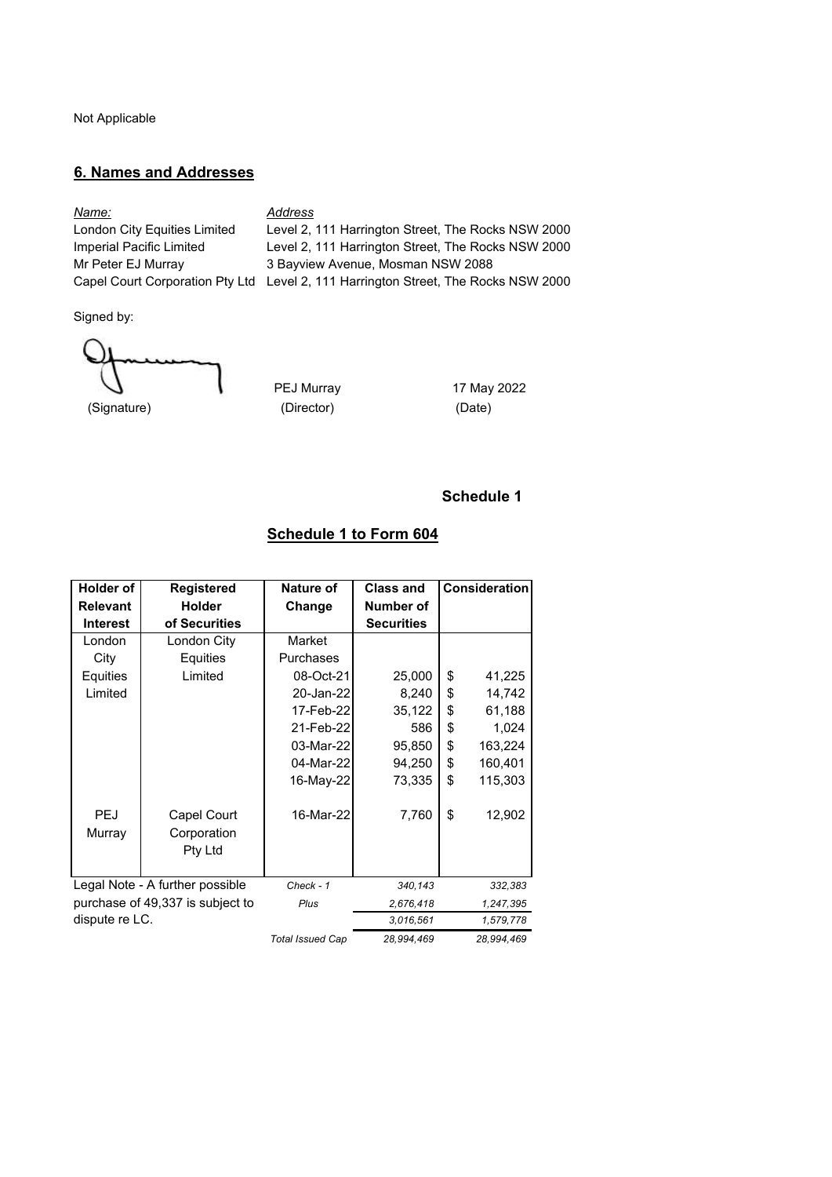Not Applicable

## 6. Names and Addresses

| *Name:* | *Address* |
|---|---|
| London City Equities Limited | Level 2, 111 Harrington Street, The Rocks NSW 2000 |
| Imperial Pacific Limited | Level 2, 111 Harrington Street, The Rocks NSW 2000 |
| Mr Peter EJ Murray | 3 Bayview Avenue, Mosman NSW 2088 |
| Capel Court Corporation Pty Ltd | Level 2, 111 Harrington Street, The Rocks NSW 2000 |

Signed by:

| (Signature) | PEJ Murray (Director) | 17 May 2022 (Date) |
|---|---|---|

**Schedule 1**

## Schedule 1 to Form 604

| Holder of Relevant Interest | Registered Holder of Securities | Nature of Change | Class and Number of Securities | Consideration |
|---|---|---|---|---|
| London City Equities Limited | London City Equities Limited | Market Purchases | | |
| | | 08-Oct-21 | 25,000 | $ 41,225 |
| | | 20-Jan-22 | 8,240 | $ 14,742 |
| | | 17-Feb-22 | 35,122 | $ 61,188 |
| | | 21-Feb-22 | 586 | $ 1,024 |
| | | 03-Mar-22 | 95,850 | $ 163,224 |
| | | 04-Mar-22 | 94,250 | $ 160,401 |
| | | 16-May-22 | 73,335 | $ 115,303 |
| PEJ Murray | Capel Court Corporation Pty Ltd | 16-Mar-22 | 7,760 | $ 12,902 |
| Legal Note - A further possible purchase of 49,337 is subject to dispute re LC. | | *Check - 1* | *340,143* | *332,383* |
| | | *Plus* | *2,676,418* | *1,247,395* |
| | | | *3,016,561* | *1,579,778* |
| | | *Total Issued Cap* | *28,994,469* | *28,994,469* |